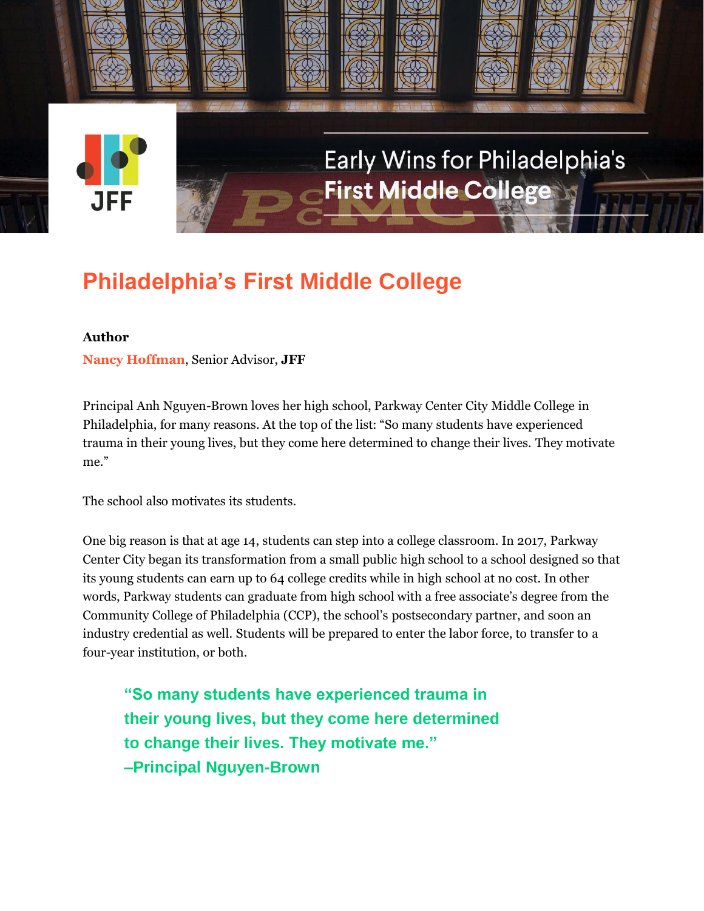JFF

Early Wins for Philadelphia's **First Middle College**

# Philadelphia's First Middle College

**Author**

**Nancy Hoffman**, Senior Advisor, **JFF**

Principal Anh Nguyen-Brown loves her high school, Parkway Center City Middle College in Philadelphia, for many reasons. At the top of the list: "So many students have experienced trauma in their young lives, but they come here determined to change their lives. They motivate me."

The school also motivates its students.

One big reason is that at age 14, students can step into a college classroom. In 2017, Parkway Center City began its transformation from a small public high school to a school designed so that its young students can earn up to 64 college credits while in high school at no cost. In other words, Parkway students can graduate from high school with a free associate's degree from the Community College of Philadelphia (CCP), the school's postsecondary partner, and soon an industry credential as well. Students will be prepared to enter the labor force, to transfer to a four-year institution, or both.

> **"So many students have experienced trauma in their young lives, but they come here determined to change their lives. They motivate me." –Principal Nguyen-Brown**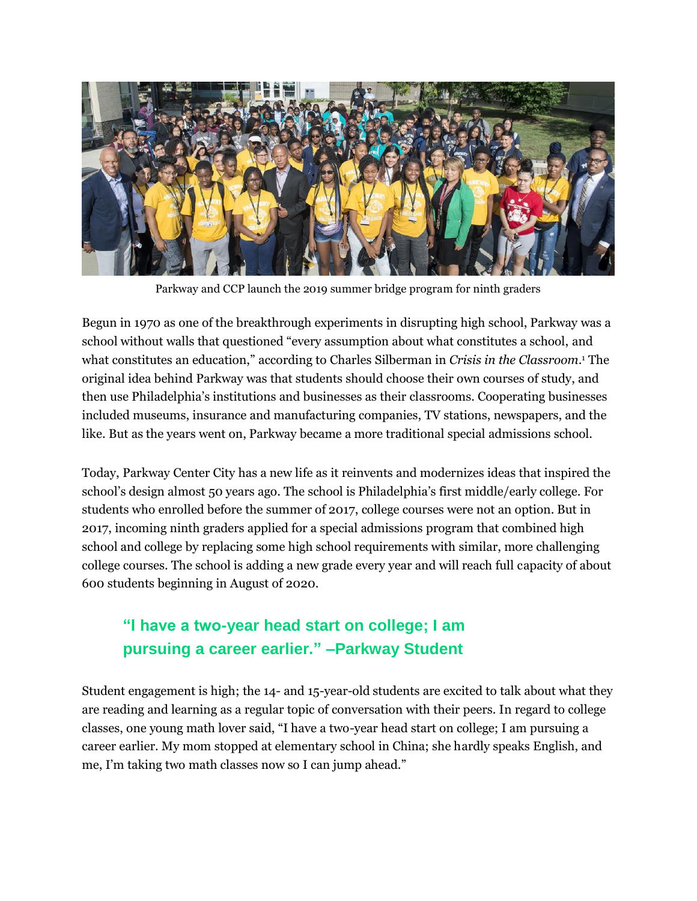Parkway and CCP launch the 2019 summer bridge program for ninth graders

Begun in 1970 as one of the breakthrough experiments in disrupting high school, Parkway was a school without walls that questioned "every assumption about what constitutes a school, and what constitutes an education," according to Charles Silberman in *Crisis in the Classroom*.[1] The original idea behind Parkway was that students should choose their own courses of study, and then use Philadelphia's institutions and businesses as their classrooms. Cooperating businesses included museums, insurance and manufacturing companies, TV stations, newspapers, and the like. But as the years went on, Parkway became a more traditional special admissions school.

Today, Parkway Center City has a new life as it reinvents and modernizes ideas that inspired the school's design almost 50 years ago. The school is Philadelphia's first middle/early college. For students who enrolled before the summer of 2017, college courses were not an option. But in 2017, incoming ninth graders applied for a special admissions program that combined high school and college by replacing some high school requirements with similar, more challenging college courses. The school is adding a new grade every year and will reach full capacity of about 600 students beginning in August of 2020.

> **"I have a two-year head start on college; I am pursuing a career earlier." –Parkway Student**

Student engagement is high; the 14- and 15-year-old students are excited to talk about what they are reading and learning as a regular topic of conversation with their peers. In regard to college classes, one young math lover said, "I have a two-year head start on college; I am pursuing a career earlier. My mom stopped at elementary school in China; she hardly speaks English, and me, I'm taking two math classes now so I can jump ahead."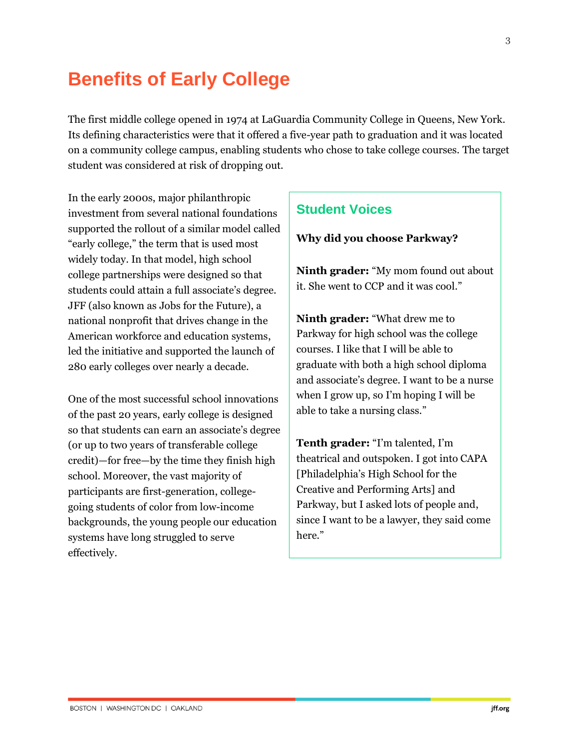# Benefits of Early College

The first middle college opened in 1974 at LaGuardia Community College in Queens, New York. Its defining characteristics were that it offered a five-year path to graduation and it was located on a community college campus, enabling students who chose to take college courses. The target student was considered at risk of dropping out.

In the early 2000s, major philanthropic investment from several national foundations supported the rollout of a similar model called "early college," the term that is used most widely today. In that model, high school college partnerships were designed so that students could attain a full associate's degree. JFF (also known as Jobs for the Future), a national nonprofit that drives change in the American workforce and education systems, led the initiative and supported the launch of 280 early colleges over nearly a decade.

One of the most successful school innovations of the past 20 years, early college is designed so that students can earn an associate's degree (or up to two years of transferable college credit)—for free—by the time they finish high school. Moreover, the vast majority of participants are first-generation, college-going students of color from low-income backgrounds, the young people our education systems have long struggled to serve effectively.

## Student Voices

**Why did you choose Parkway?**

**Ninth grader:** "My mom found out about it. She went to CCP and it was cool."

**Ninth grader:** "What drew me to Parkway for high school was the college courses. I like that I will be able to graduate with both a high school diploma and associate's degree. I want to be a nurse when I grow up, so I'm hoping I will be able to take a nursing class."

**Tenth grader:** "I'm talented, I'm theatrical and outspoken. I got into CAPA [Philadelphia's High School for the Creative and Performing Arts] and Parkway, but I asked lots of people and, since I want to be a lawyer, they said come here."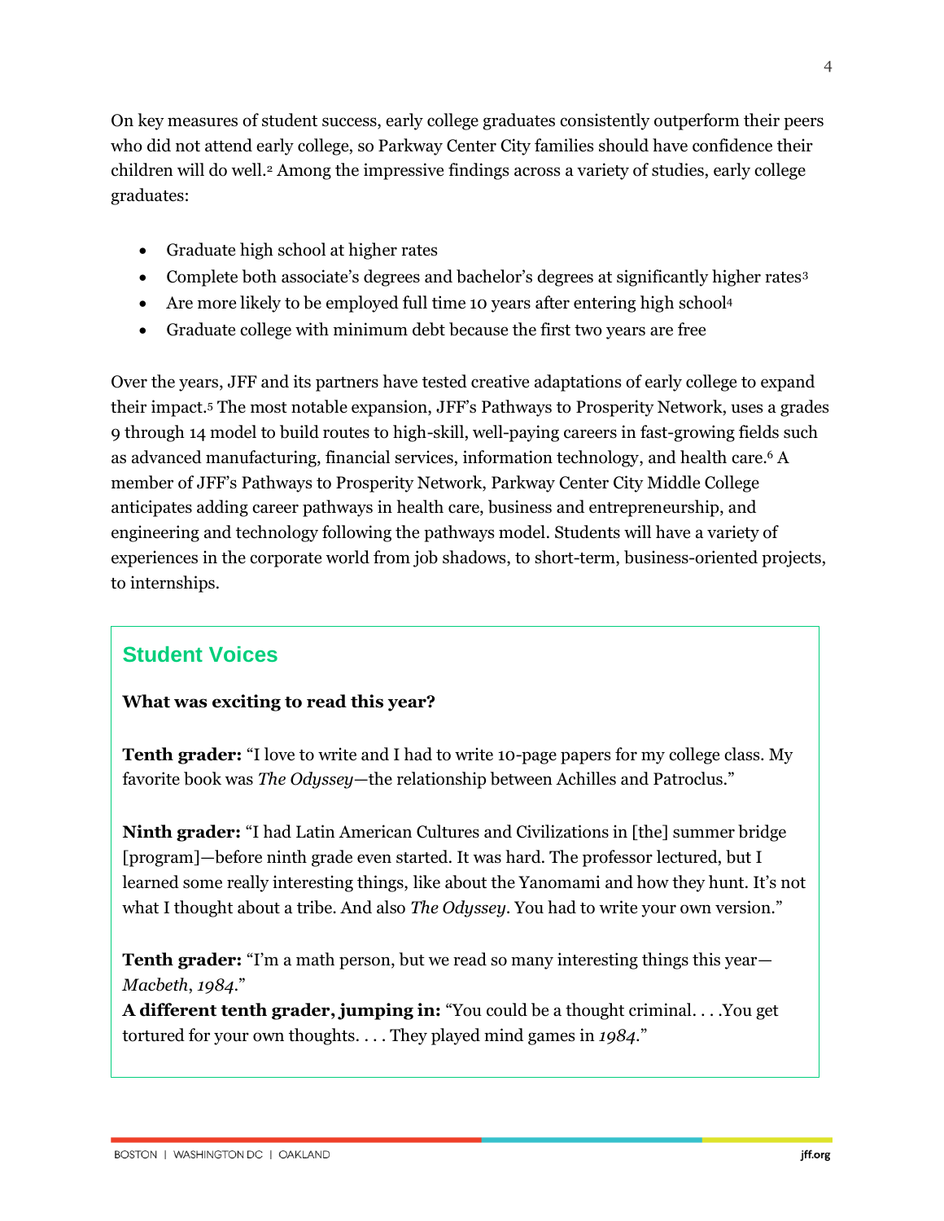On key measures of student success, early college graduates consistently outperform their peers who did not attend early college, so Parkway Center City families should have confidence their children will do well.[2] Among the impressive findings across a variety of studies, early college graduates:

- Graduate high school at higher rates
- Complete both associate's degrees and bachelor's degrees at significantly higher rates[3]
- Are more likely to be employed full time 10 years after entering high school[4]
- Graduate college with minimum debt because the first two years are free

Over the years, JFF and its partners have tested creative adaptations of early college to expand their impact.[5] The most notable expansion, JFF's Pathways to Prosperity Network, uses a grades 9 through 14 model to build routes to high-skill, well-paying careers in fast-growing fields such as advanced manufacturing, financial services, information technology, and health care.[6] A member of JFF's Pathways to Prosperity Network, Parkway Center City Middle College anticipates adding career pathways in health care, business and entrepreneurship, and engineering and technology following the pathways model. Students will have a variety of experiences in the corporate world from job shadows, to short-term, business-oriented projects, to internships.

## Student Voices

**What was exciting to read this year?**

**Tenth grader:** "I love to write and I had to write 10-page papers for my college class. My favorite book was *The Odyssey*—the relationship between Achilles and Patroclus."

**Ninth grader:** "I had Latin American Cultures and Civilizations in [the] summer bridge [program]—before ninth grade even started. It was hard. The professor lectured, but I learned some really interesting things, like about the Yanomami and how they hunt. It's not what I thought about a tribe. And also *The Odyssey*. You had to write your own version."

**Tenth grader:** "I'm a math person, but we read so many interesting things this year—*Macbeth*, *1984*."
**A different tenth grader, jumping in:** "You could be a thought criminal. . . .You get tortured for your own thoughts. . . . They played mind games in *1984*."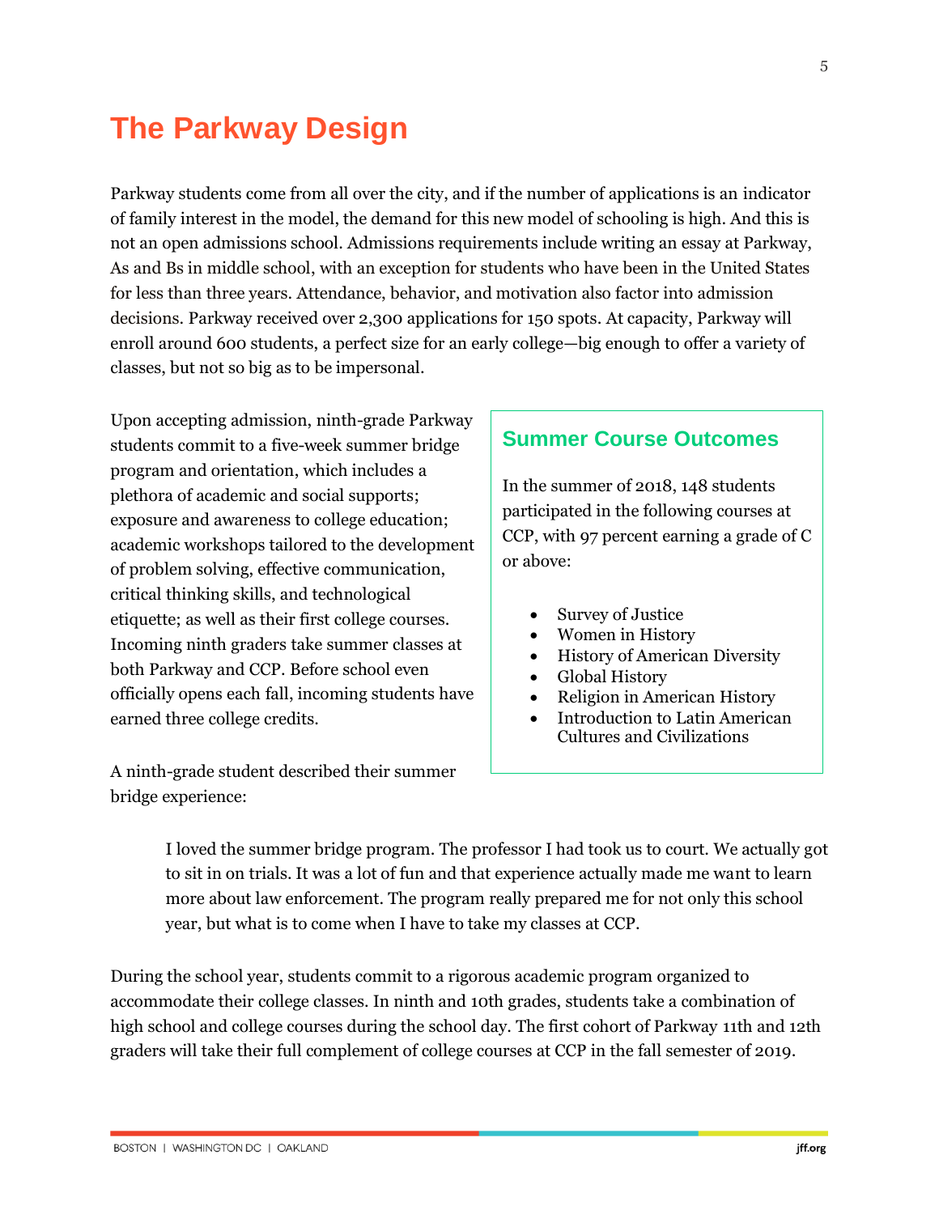# The Parkway Design

Parkway students come from all over the city, and if the number of applications is an indicator of family interest in the model, the demand for this new model of schooling is high. And this is not an open admissions school. Admissions requirements include writing an essay at Parkway, As and Bs in middle school, with an exception for students who have been in the United States for less than three years. Attendance, behavior, and motivation also factor into admission decisions. Parkway received over 2,300 applications for 150 spots. At capacity, Parkway will enroll around 600 students, a perfect size for an early college—big enough to offer a variety of classes, but not so big as to be impersonal.

Upon accepting admission, ninth-grade Parkway students commit to a five-week summer bridge program and orientation, which includes a plethora of academic and social supports; exposure and awareness to college education; academic workshops tailored to the development of problem solving, effective communication, critical thinking skills, and technological etiquette; as well as their first college courses. Incoming ninth graders take summer classes at both Parkway and CCP. Before school even officially opens each fall, incoming students have earned three college credits.

A ninth-grade student described their summer bridge experience:

> I loved the summer bridge program. The professor I had took us to court. We actually got to sit in on trials. It was a lot of fun and that experience actually made me want to learn more about law enforcement. The program really prepared me for not only this school year, but what is to come when I have to take my classes at CCP.

During the school year, students commit to a rigorous academic program organized to accommodate their college classes. In ninth and 10th grades, students take a combination of high school and college courses during the school day. The first cohort of Parkway 11th and 12th graders will take their full complement of college courses at CCP in the fall semester of 2019.

### Summer Course Outcomes

In the summer of 2018, 148 students participated in the following courses at CCP, with 97 percent earning a grade of C or above:

- Survey of Justice
- Women in History
- History of American Diversity
- Global History
- Religion in American History
- Introduction to Latin American Cultures and Civilizations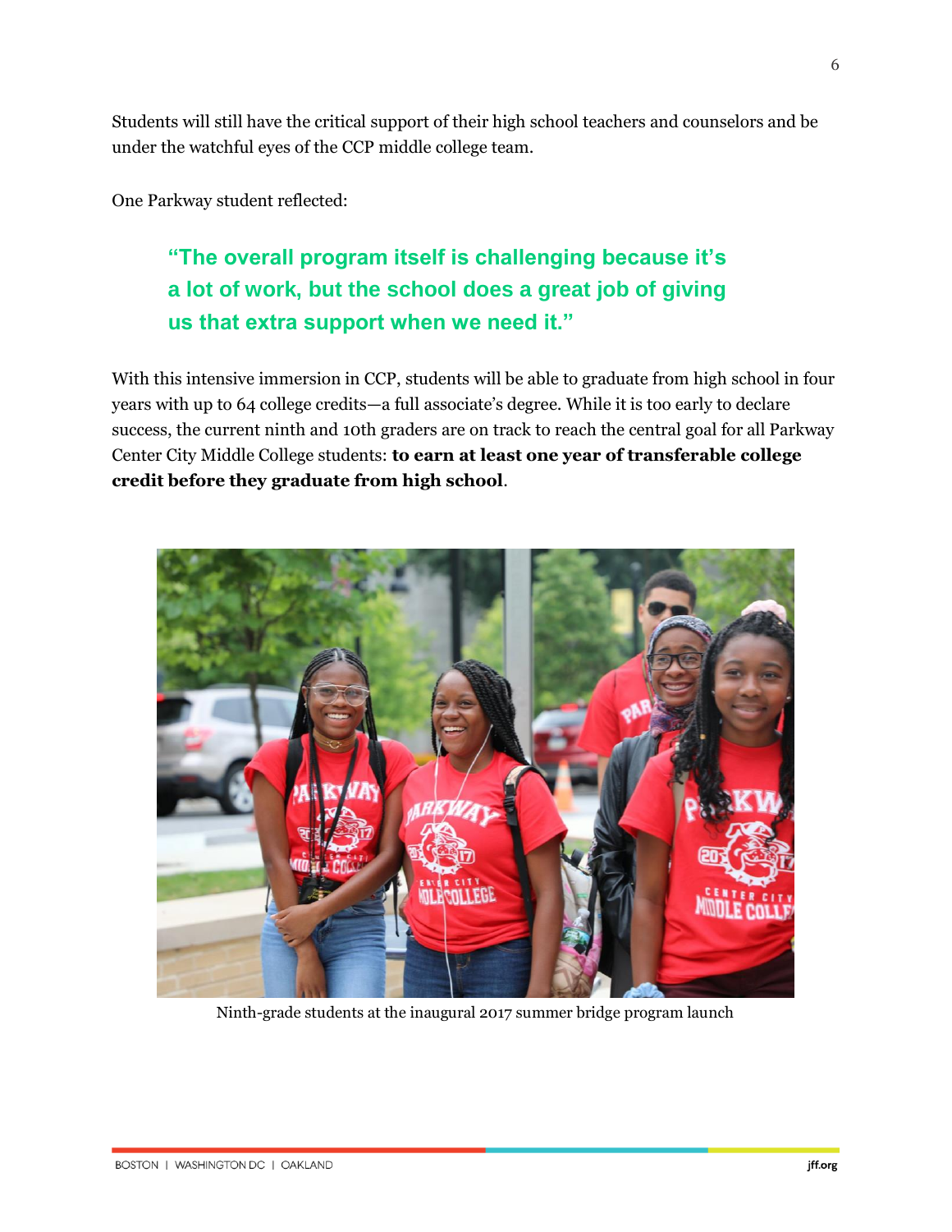Students will still have the critical support of their high school teachers and counselors and be under the watchful eyes of the CCP middle college team.

One Parkway student reflected:

> **"The overall program itself is challenging because it's a lot of work, but the school does a great job of giving us that extra support when we need it."**

With this intensive immersion in CCP, students will be able to graduate from high school in four years with up to 64 college credits—a full associate's degree. While it is too early to declare success, the current ninth and 10th graders are on track to reach the central goal for all Parkway Center City Middle College students: **to earn at least one year of transferable college credit before they graduate from high school**.

Ninth-grade students at the inaugural 2017 summer bridge program launch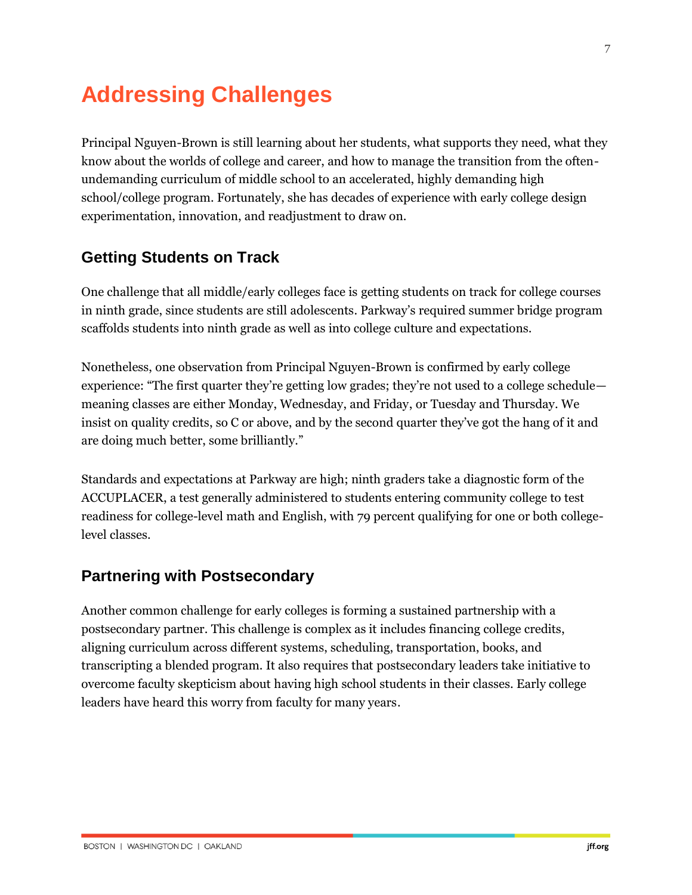# Addressing Challenges

Principal Nguyen-Brown is still learning about her students, what supports they need, what they know about the worlds of college and career, and how to manage the transition from the often-undemanding curriculum of middle school to an accelerated, highly demanding high school/college program. Fortunately, she has decades of experience with early college design experimentation, innovation, and readjustment to draw on.

## Getting Students on Track

One challenge that all middle/early colleges face is getting students on track for college courses in ninth grade, since students are still adolescents. Parkway's required summer bridge program scaffolds students into ninth grade as well as into college culture and expectations.

Nonetheless, one observation from Principal Nguyen-Brown is confirmed by early college experience: "The first quarter they're getting low grades; they're not used to a college schedule—meaning classes are either Monday, Wednesday, and Friday, or Tuesday and Thursday. We insist on quality credits, so C or above, and by the second quarter they've got the hang of it and are doing much better, some brilliantly."

Standards and expectations at Parkway are high; ninth graders take a diagnostic form of the ACCUPLACER, a test generally administered to students entering community college to test readiness for college-level math and English, with 79 percent qualifying for one or both college-level classes.

## Partnering with Postsecondary

Another common challenge for early colleges is forming a sustained partnership with a postsecondary partner. This challenge is complex as it includes financing college credits, aligning curriculum across different systems, scheduling, transportation, books, and transcripting a blended program. It also requires that postsecondary leaders take initiative to overcome faculty skepticism about having high school students in their classes. Early college leaders have heard this worry from faculty for many years.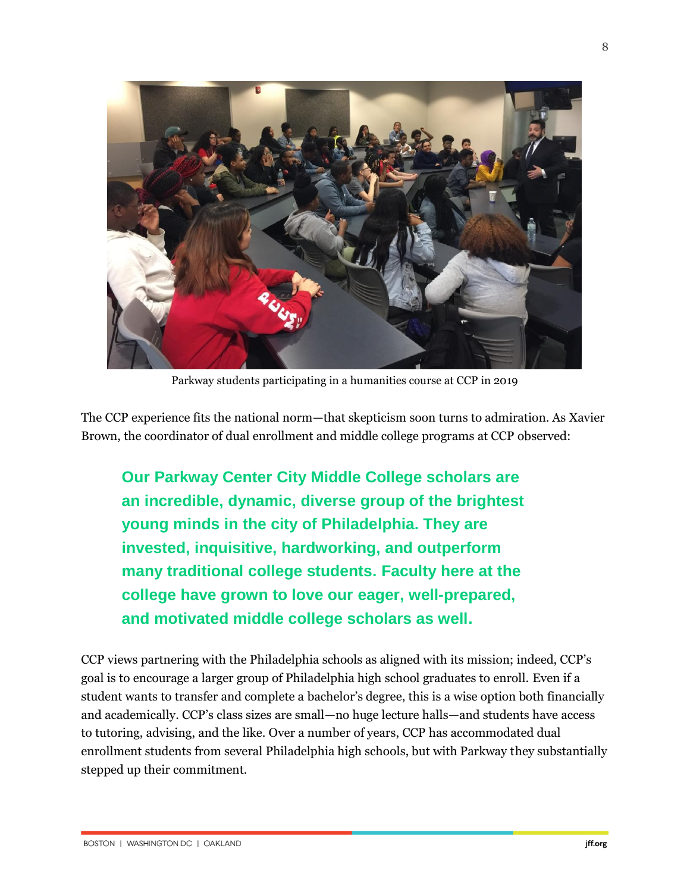Parkway students participating in a humanities course at CCP in 2019

The CCP experience fits the national norm—that skepticism soon turns to admiration. As Xavier Brown, the coordinator of dual enrollment and middle college programs at CCP observed:

> **Our Parkway Center City Middle College scholars are an incredible, dynamic, diverse group of the brightest young minds in the city of Philadelphia. They are invested, inquisitive, hardworking, and outperform many traditional college students. Faculty here at the college have grown to love our eager, well-prepared, and motivated middle college scholars as well.**

CCP views partnering with the Philadelphia schools as aligned with its mission; indeed, CCP's goal is to encourage a larger group of Philadelphia high school graduates to enroll. Even if a student wants to transfer and complete a bachelor's degree, this is a wise option both financially and academically. CCP's class sizes are small—no huge lecture halls—and students have access to tutoring, advising, and the like. Over a number of years, CCP has accommodated dual enrollment students from several Philadelphia high schools, but with Parkway they substantially stepped up their commitment.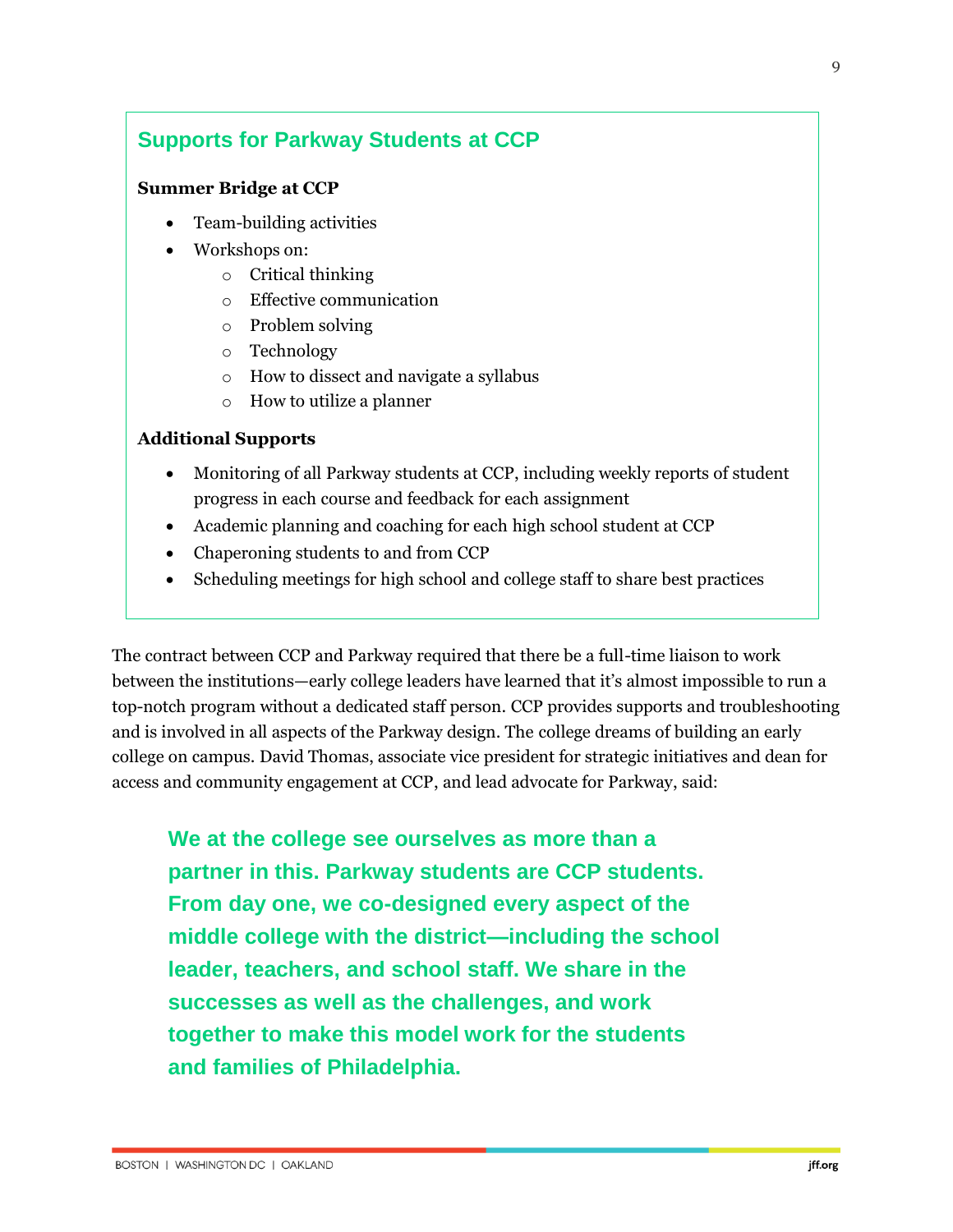## Supports for Parkway Students at CCP

**Summer Bridge at CCP**

- Team-building activities
- Workshops on:
  - Critical thinking
  - Effective communication
  - Problem solving
  - Technology
  - How to dissect and navigate a syllabus
  - How to utilize a planner

**Additional Supports**

- Monitoring of all Parkway students at CCP, including weekly reports of student progress in each course and feedback for each assignment
- Academic planning and coaching for each high school student at CCP
- Chaperoning students to and from CCP
- Scheduling meetings for high school and college staff to share best practices

The contract between CCP and Parkway required that there be a full-time liaison to work between the institutions—early college leaders have learned that it's almost impossible to run a top-notch program without a dedicated staff person. CCP provides supports and troubleshooting and is involved in all aspects of the Parkway design. The college dreams of building an early college on campus. David Thomas, associate vice president for strategic initiatives and dean for access and community engagement at CCP, and lead advocate for Parkway, said:

> **We at the college see ourselves as more than a partner in this. Parkway students are CCP students. From day one, we co-designed every aspect of the middle college with the district—including the school leader, teachers, and school staff. We share in the successes as well as the challenges, and work together to make this model work for the students and families of Philadelphia.**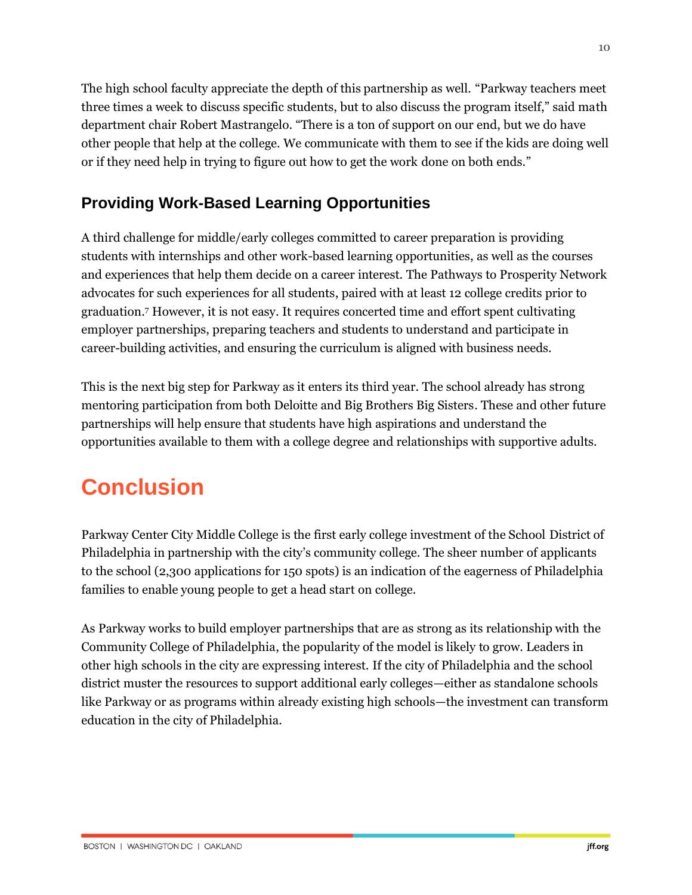The high school faculty appreciate the depth of this partnership as well. "Parkway teachers meet three times a week to discuss specific students, but to also discuss the program itself," said math department chair Robert Mastrangelo. "There is a ton of support on our end, but we do have other people that help at the college. We communicate with them to see if the kids are doing well or if they need help in trying to figure out how to get the work done on both ends."

### Providing Work-Based Learning Opportunities

A third challenge for middle/early colleges committed to career preparation is providing students with internships and other work-based learning opportunities, as well as the courses and experiences that help them decide on a career interest. The Pathways to Prosperity Network advocates for such experiences for all students, paired with at least 12 college credits prior to graduation.[7] However, it is not easy. It requires concerted time and effort spent cultivating employer partnerships, preparing teachers and students to understand and participate in career-building activities, and ensuring the curriculum is aligned with business needs.

This is the next big step for Parkway as it enters its third year. The school already has strong mentoring participation from both Deloitte and Big Brothers Big Sisters. These and other future partnerships will help ensure that students have high aspirations and understand the opportunities available to them with a college degree and relationships with supportive adults.

## Conclusion

Parkway Center City Middle College is the first early college investment of the School District of Philadelphia in partnership with the city's community college. The sheer number of applicants to the school (2,300 applications for 150 spots) is an indication of the eagerness of Philadelphia families to enable young people to get a head start on college.

As Parkway works to build employer partnerships that are as strong as its relationship with the Community College of Philadelphia, the popularity of the model is likely to grow. Leaders in other high schools in the city are expressing interest. If the city of Philadelphia and the school district muster the resources to support additional early colleges—either as standalone schools like Parkway or as programs within already existing high schools—the investment can transform education in the city of Philadelphia.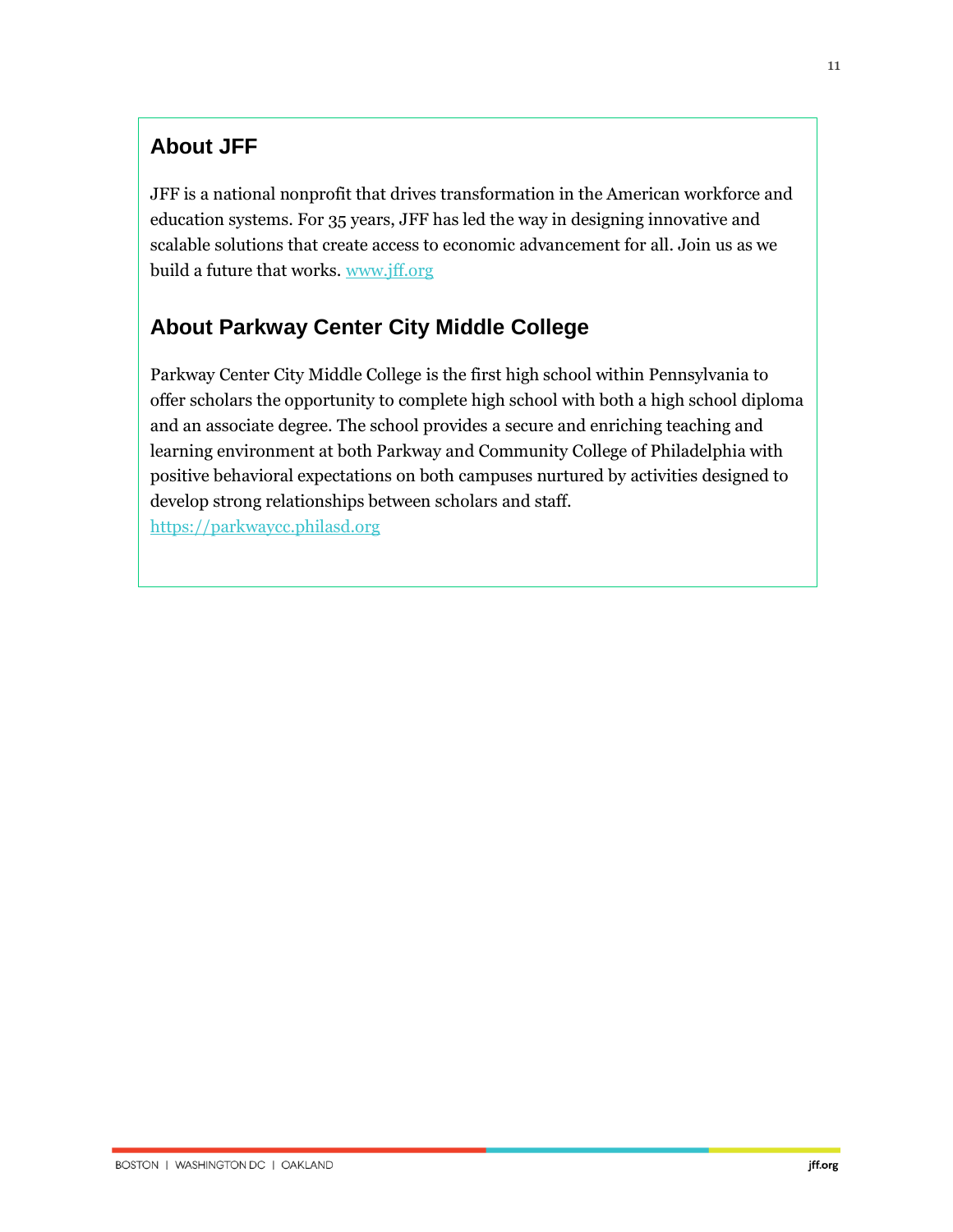## About JFF

JFF is a national nonprofit that drives transformation in the American workforce and education systems. For 35 years, JFF has led the way in designing innovative and scalable solutions that create access to economic advancement for all. Join us as we build a future that works. [www.jff.org](http://www.jff.org)

## About Parkway Center City Middle College

Parkway Center City Middle College is the first high school within Pennsylvania to offer scholars the opportunity to complete high school with both a high school diploma and an associate degree. The school provides a secure and enriching teaching and learning environment at both Parkway and Community College of Philadelphia with positive behavioral expectations on both campuses nurtured by activities designed to develop strong relationships between scholars and staff.
[https://parkwaycc.philasd.org](https://parkwaycc.philasd.org)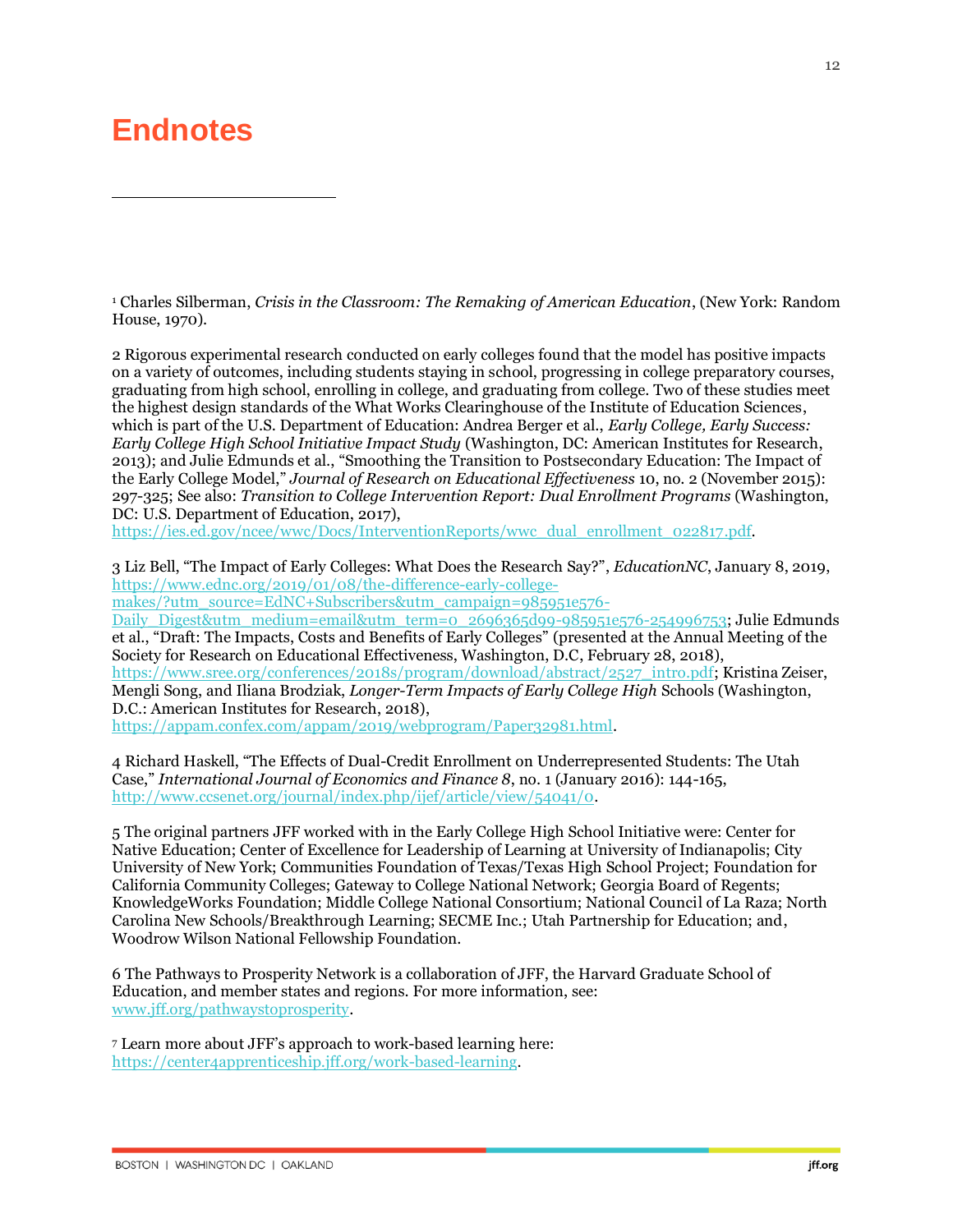# Endnotes

1 Charles Silberman, *Crisis in the Classroom: The Remaking of American Education*, (New York: Random House, 1970).

2 Rigorous experimental research conducted on early colleges found that the model has positive impacts on a variety of outcomes, including students staying in school, progressing in college preparatory courses, graduating from high school, enrolling in college, and graduating from college. Two of these studies meet the highest design standards of the What Works Clearinghouse of the Institute of Education Sciences, which is part of the U.S. Department of Education: Andrea Berger et al., *Early College, Early Success: Early College High School Initiative Impact Study* (Washington, DC: American Institutes for Research, 2013); and Julie Edmunds et al., "Smoothing the Transition to Postsecondary Education: The Impact of the Early College Model," *Journal of Research on Educational Effectiveness* 10, no. 2 (November 2015): 297-325; See also: *Transition to College Intervention Report: Dual Enrollment Programs* (Washington, DC: U.S. Department of Education, 2017), https://ies.ed.gov/ncee/wwc/Docs/InterventionReports/wwc_dual_enrollment_022817.pdf.

3 Liz Bell, "The Impact of Early Colleges: What Does the Research Say?", *EducationNC*, January 8, 2019, https://www.ednc.org/2019/01/08/the-difference-early-college-makes/?utm_source=EdNC+Subscribers&utm_campaign=985951e576-Daily_Digest&utm_medium=email&utm_term=0_2696365d99-985951e576-254996753; Julie Edmunds et al., "Draft: The Impacts, Costs and Benefits of Early Colleges" (presented at the Annual Meeting of the Society for Research on Educational Effectiveness, Washington, D.C, February 28, 2018), https://www.sree.org/conferences/2018s/program/download/abstract/2527_intro.pdf; Kristina Zeiser, Mengli Song, and Iliana Brodziak, *Longer-Term Impacts of Early College High* Schools (Washington, D.C.: American Institutes for Research, 2018), https://appam.confex.com/appam/2019/webprogram/Paper32981.html.

4 Richard Haskell, "The Effects of Dual-Credit Enrollment on Underrepresented Students: The Utah Case," *International Journal of Economics and Finance 8*, no. 1 (January 2016): 144-165, http://www.ccsenet.org/journal/index.php/ijef/article/view/54041/0.

5 The original partners JFF worked with in the Early College High School Initiative were: Center for Native Education; Center of Excellence for Leadership of Learning at University of Indianapolis; City University of New York; Communities Foundation of Texas/Texas High School Project; Foundation for California Community Colleges; Gateway to College National Network; Georgia Board of Regents; KnowledgeWorks Foundation; Middle College National Consortium; National Council of La Raza; North Carolina New Schools/Breakthrough Learning; SECME Inc.; Utah Partnership for Education; and, Woodrow Wilson National Fellowship Foundation.

6 The Pathways to Prosperity Network is a collaboration of JFF, the Harvard Graduate School of Education, and member states and regions. For more information, see: www.jff.org/pathwaystoprosperity.

7 Learn more about JFF's approach to work-based learning here: https://center4apprenticeship.jff.org/work-based-learning.